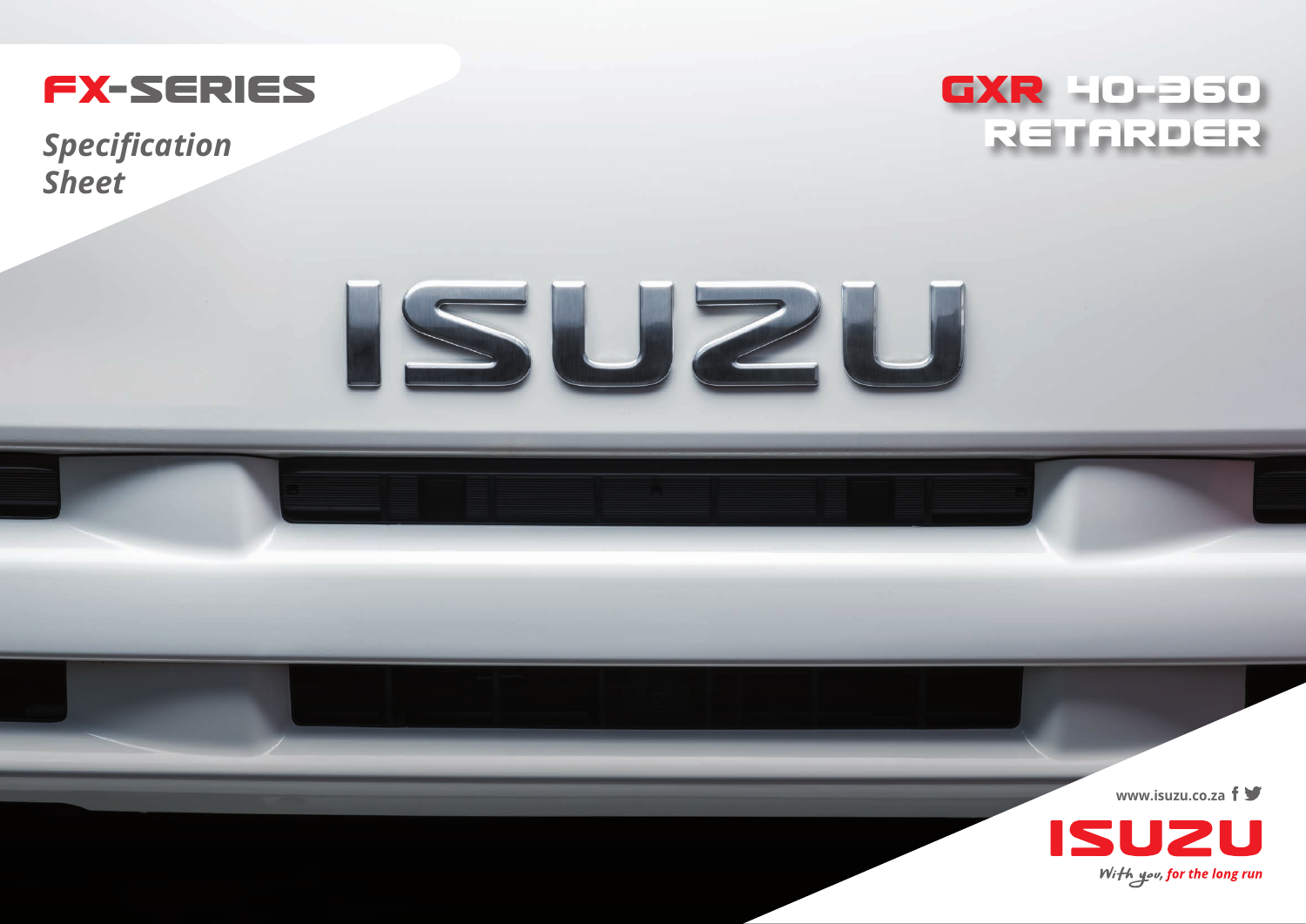# FX-SERIES

*Specification Sheet*

# GXR 40-360 RETARDER

ISUZU

www.isuzu.co.za

ISUZU

*With you, for the long run*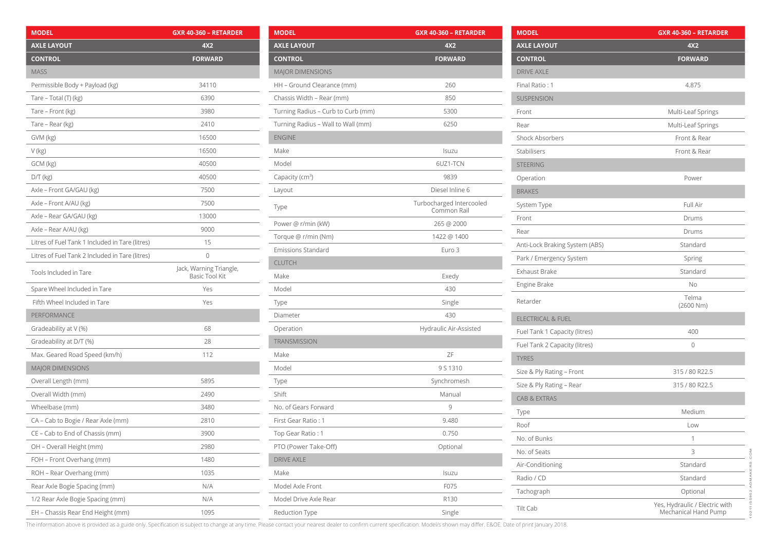| MODEL | GXR 40-360 – RETARDER |
| --- | --- |
| AXLE LAYOUT | 4X2 |
| CONTROL | FORWARD |
| MASS | |
| Permissible Body + Payload (kg) | 34110 |
| Tare – Total (T) (kg) | 6390 |
| Tare – Front (kg) | 3980 |
| Tare – Rear (kg) | 2410 |
| GVM (kg) | 16500 |
| V (kg) | 16500 |
| GCM (kg) | 40500 |
| D/T (kg) | 40500 |
| Axle – Front GA/GAU (kg) | 7500 |
| Axle – Front A/AU (kg) | 7500 |
| Axle – Rear GA/GAU (kg) | 13000 |
| Axle – Rear A/AU (kg) | 9000 |
| Litres of Fuel Tank 1 Included in Tare (litres) | 15 |
| Litres of Fuel Tank 2 Included in Tare (litres) | 0 |
| Tools Included in Tare | Jack, Warning Triangle, Basic Tool Kit |
| Spare Wheel Included in Tare | Yes |
| Fifth Wheel Included in Tare | Yes |
| PERFORMANCE | |
| Gradeability at V (%) | 68 |
| Gradeability at D/T (%) | 28 |
| Max. Geared Road Speed (km/h) | 112 |
| MAJOR DIMENSIONS | |
| Overall Length (mm) | 5895 |
| Overall Width (mm) | 2490 |
| Wheelbase (mm) | 3480 |
| CA – Cab to Bogie / Rear Axle (mm) | 2810 |
| CE – Cab to End of Chassis (mm) | 3900 |
| OH – Overall Height (mm) | 2980 |
| FOH – Front Overhang (mm) | 1480 |
| ROH – Rear Overhang (mm) | 1035 |
| Rear Axle Bogie Spacing (mm) | N/A |
| 1/2 Rear Axle Bogie Spacing (mm) | N/A |
| EH – Chassis Rear End Height (mm) | 1095 |

| MODEL | GXR 40-360 – RETARDER |
| --- | --- |
| AXLE LAYOUT | 4X2 |
| CONTROL | FORWARD |
| MAJOR DIMENSIONS | |
| HH – Ground Clearance (mm) | 260 |
| Chassis Width – Rear (mm) | 850 |
| Turning Radius – Curb to Curb (mm) | 5300 |
| Turning Radius – Wall to Wall (mm) | 6250 |
| ENGINE | |
| Make | Isuzu |
| Model | 6UZ1-TCN |
| Capacity (cm$^3$) | 9839 |
| Layout | Diesel Inline 6 |
| Type | Turbocharged Intercooled Common Rail |
| Power @ r/min (kW) | 265 @ 2000 |
| Torque @ r/min (Nm) | 1422 @ 1400 |
| Emissions Standard | Euro 3 |
| CLUTCH | |
| Make | Exedy |
| Model | 430 |
| Type | Single |
| Diameter | 430 |
| Operation | Hydraulic Air-Assisted |
| TRANSMISSION | |
| Make | ZF |
| Model | 9 S 1310 |
| Type | Synchromesh |
| Shift | Manual |
| No. of Gears Forward | 9 |
| First Gear Ratio : 1 | 9.480 |
| Top Gear Ratio : 1 | 0.750 |
| PTO (Power Take-Off) | Optional |
| DRIVE AXLE | |
| Make | Isuzu |
| Model Axle Front | F075 |
| Model Drive Axle Rear | R130 |
| Reduction Type | Single |

| MODEL | GXR 40-360 – RETARDER |
| --- | --- |
| AXLE LAYOUT | 4X2 |
| CONTROL | FORWARD |
| DRIVE AXLE | |
| Final Ratio : 1 | 4.875 |
| SUSPENSION | |
| Front | Multi-Leaf Springs |
| Rear | Multi-Leaf Springs |
| Shock Absorbers | Front & Rear |
| Stabilisers | Front & Rear |
| STEERING | |
| Operation | Power |
| BRAKES | |
| System Type | Full Air |
| Front | Drums |
| Rear | Drums |
| Anti-Lock Braking System (ABS) | Standard |
| Park / Emergency System | Spring |
| Exhaust Brake | Standard |
| Engine Brake | No |
| Retarder | Telma (2600 Nm) |
| ELECTRICAL & FUEL | |
| Fuel Tank 1 Capacity (litres) | 400 |
| Fuel Tank 2 Capacity (litres) | 0 |
| TYRES | |
| Size & Ply Rating – Front | 315 / 80 R22.5 |
| Size & Ply Rating – Rear | 315 / 80 R22.5 |
| CAB & EXTRAS | |
| Type | Medium |
| Roof | Low |
| No. of Bunks | 1 |
| No. of Seats | 3 |
| Air-Conditioning | Standard |
| Radio / CD | Standard |
| Tachograph | Optional |
| Tilt Cab | Yes, Hydraulic / Electric with Mechanical Hand Pump |

The information above is provided as a guide only. Specification is subject to change at any time. Please contact your nearest dealer to confirm current specification. Model/s shown may differ. E&OE. Date of print January 2018.